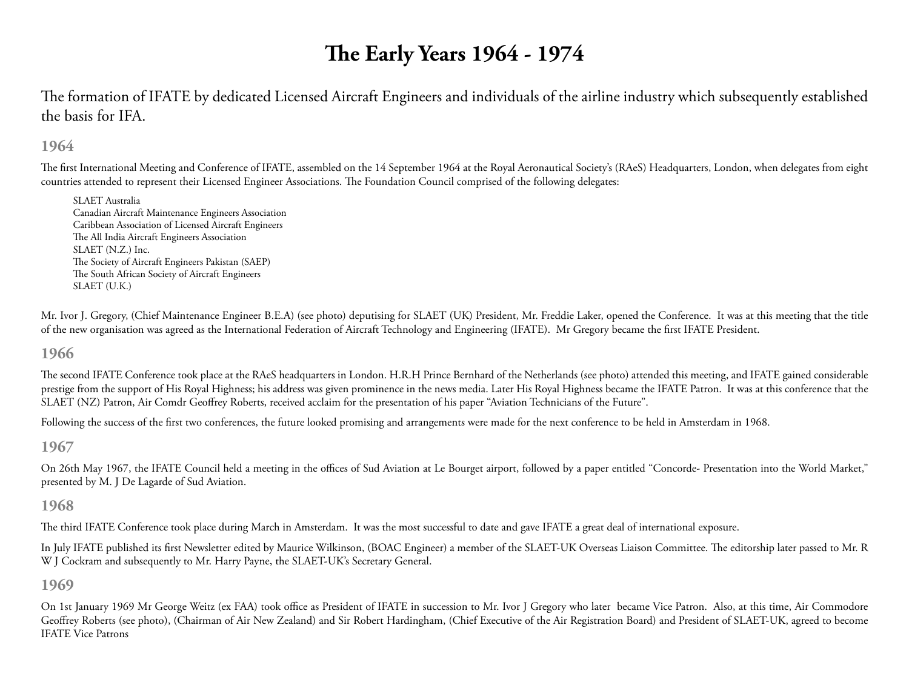# The Early Years 1964 - 1974

The formation of IFATE by dedicated Licensed Aircraft Engineers and individuals of the airline industry which subsequently established the basis for IFA.

## 1964

The first International Meeting and Conference of IFATE, assembled on the 14 September 1964 at the Royal Aeronautical Society's (RAeS) Headquarters, London, when delegates from eight countries attended to represent their Licensed Engineer Associations. The Foundation Council comprised of the following delegates:

SLAET Australia
Canadian Aircraft Maintenance Engineers Association
Caribbean Association of Licensed Aircraft Engineers
The All India Aircraft Engineers Association
SLAET (N.Z.) Inc.
The Society of Aircraft Engineers Pakistan (SAEP)
The South African Society of Aircraft Engineers
SLAET (U.K.)

Mr. Ivor J. Gregory, (Chief Maintenance Engineer B.E.A) (see photo) deputising for SLAET (UK) President, Mr. Freddie Laker, opened the Conference. It was at this meeting that the title of the new organisation was agreed as the International Federation of Aircraft Technology and Engineering (IFATE). Mr Gregory became the first IFATE President.

## 1966

The second IFATE Conference took place at the RAeS headquarters in London. H.R.H Prince Bernhard of the Netherlands (see photo) attended this meeting, and IFATE gained considerable prestige from the support of His Royal Highness; his address was given prominence in the news media. Later His Royal Highness became the IFATE Patron. It was at this conference that the SLAET (NZ) Patron, Air Comdr Geoffrey Roberts, received acclaim for the presentation of his paper "Aviation Technicians of the Future".

Following the success of the first two conferences, the future looked promising and arrangements were made for the next conference to be held in Amsterdam in 1968.

## 1967

On 26th May 1967, the IFATE Council held a meeting in the offices of Sud Aviation at Le Bourget airport, followed by a paper entitled "Concorde- Presentation into the World Market," presented by M. J De Lagarde of Sud Aviation.

## 1968

The third IFATE Conference took place during March in Amsterdam. It was the most successful to date and gave IFATE a great deal of international exposure.

In July IFATE published its first Newsletter edited by Maurice Wilkinson, (BOAC Engineer) a member of the SLAET-UK Overseas Liaison Committee. The editorship later passed to Mr. R W J Cockram and subsequently to Mr. Harry Payne, the SLAET-UK's Secretary General.

## 1969

On 1st January 1969 Mr George Weitz (ex FAA) took office as President of IFATE in succession to Mr. Ivor J Gregory who later became Vice Patron. Also, at this time, Air Commodore Geoffrey Roberts (see photo), (Chairman of Air New Zealand) and Sir Robert Hardingham, (Chief Executive of the Air Registration Board) and President of SLAET-UK, agreed to become IFATE Vice Patrons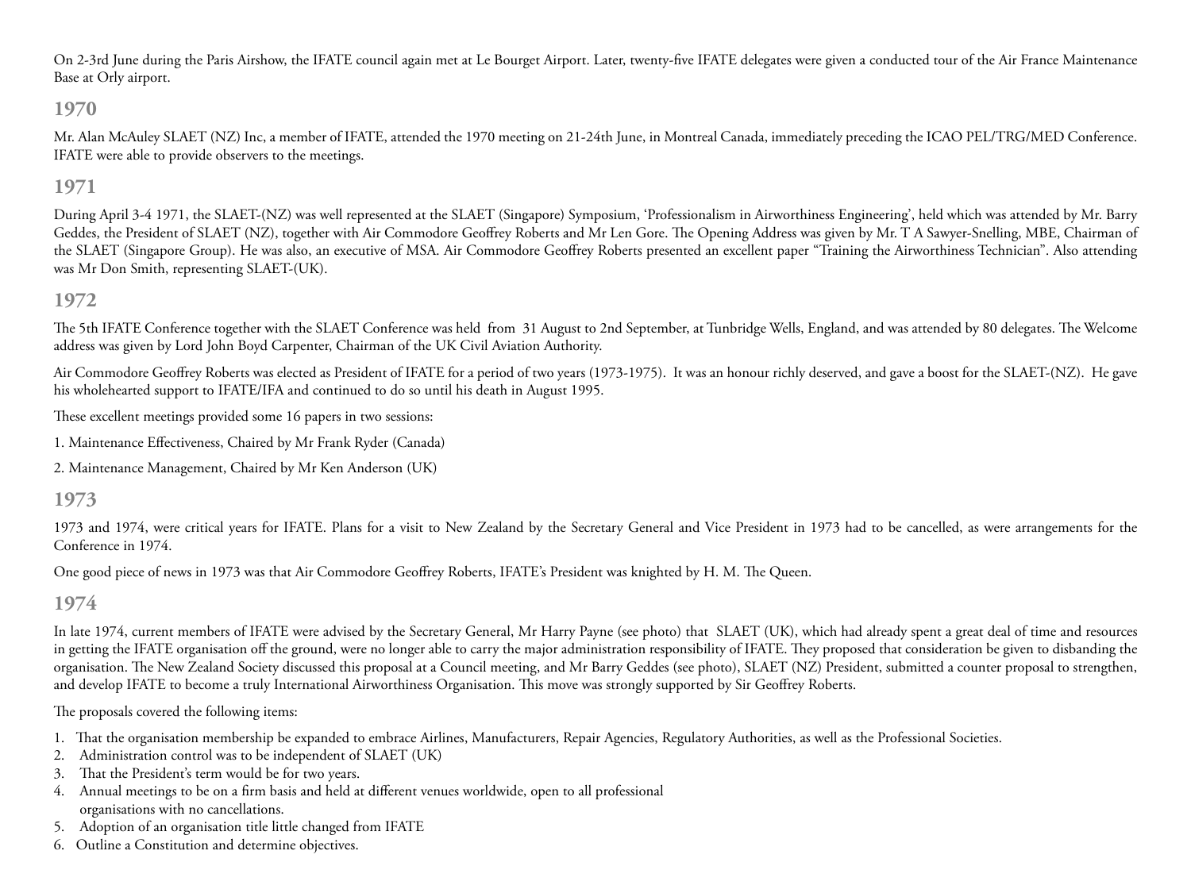On 2-3rd June during the Paris Airshow, the IFATE council again met at Le Bourget Airport. Later, twenty-five IFATE delegates were given a conducted tour of the Air France Maintenance Base at Orly airport.

## 1970

Mr. Alan McAuley SLAET (NZ) Inc, a member of IFATE, attended the 1970 meeting on 21-24th June, in Montreal Canada, immediately preceding the ICAO PEL/TRG/MED Conference. IFATE were able to provide observers to the meetings.

## 1971

During April 3-4 1971, the SLAET-(NZ) was well represented at the SLAET (Singapore) Symposium, 'Professionalism in Airworthiness Engineering', held which was attended by Mr. Barry Geddes, the President of SLAET (NZ), together with Air Commodore Geoffrey Roberts and Mr Len Gore. The Opening Address was given by Mr. T A Sawyer-Snelling, MBE, Chairman of the SLAET (Singapore Group). He was also, an executive of MSA. Air Commodore Geoffrey Roberts presented an excellent paper "Training the Airworthiness Technician". Also attending was Mr Don Smith, representing SLAET-(UK).

## 1972

The 5th IFATE Conference together with the SLAET Conference was held from 31 August to 2nd September, at Tunbridge Wells, England, and was attended by 80 delegates. The Welcome address was given by Lord John Boyd Carpenter, Chairman of the UK Civil Aviation Authority.

Air Commodore Geoffrey Roberts was elected as President of IFATE for a period of two years (1973-1975). It was an honour richly deserved, and gave a boost for the SLAET-(NZ). He gave his wholehearted support to IFATE/IFA and continued to do so until his death in August 1995.

These excellent meetings provided some 16 papers in two sessions:

1. Maintenance Effectiveness, Chaired by Mr Frank Ryder (Canada)
2. Maintenance Management, Chaired by Mr Ken Anderson (UK)

## 1973

1973 and 1974, were critical years for IFATE. Plans for a visit to New Zealand by the Secretary General and Vice President in 1973 had to be cancelled, as were arrangements for the Conference in 1974.

One good piece of news in 1973 was that Air Commodore Geoffrey Roberts, IFATE's President was knighted by H. M. The Queen.

## 1974

In late 1974, current members of IFATE were advised by the Secretary General, Mr Harry Payne (see photo) that SLAET (UK), which had already spent a great deal of time and resources in getting the IFATE organisation off the ground, were no longer able to carry the major administration responsibility of IFATE. They proposed that consideration be given to disbanding the organisation. The New Zealand Society discussed this proposal at a Council meeting, and Mr Barry Geddes (see photo), SLAET (NZ) President, submitted a counter proposal to strengthen, and develop IFATE to become a truly International Airworthiness Organisation. This move was strongly supported by Sir Geoffrey Roberts.

The proposals covered the following items:

1. That the organisation membership be expanded to embrace Airlines, Manufacturers, Repair Agencies, Regulatory Authorities, as well as the Professional Societies.
2. Administration control was to be independent of SLAET (UK)
3. That the President's term would be for two years.
4. Annual meetings to be on a firm basis and held at different venues worldwide, open to all professional organisations with no cancellations.
5. Adoption of an organisation title little changed from IFATE
6. Outline a Constitution and determine objectives.